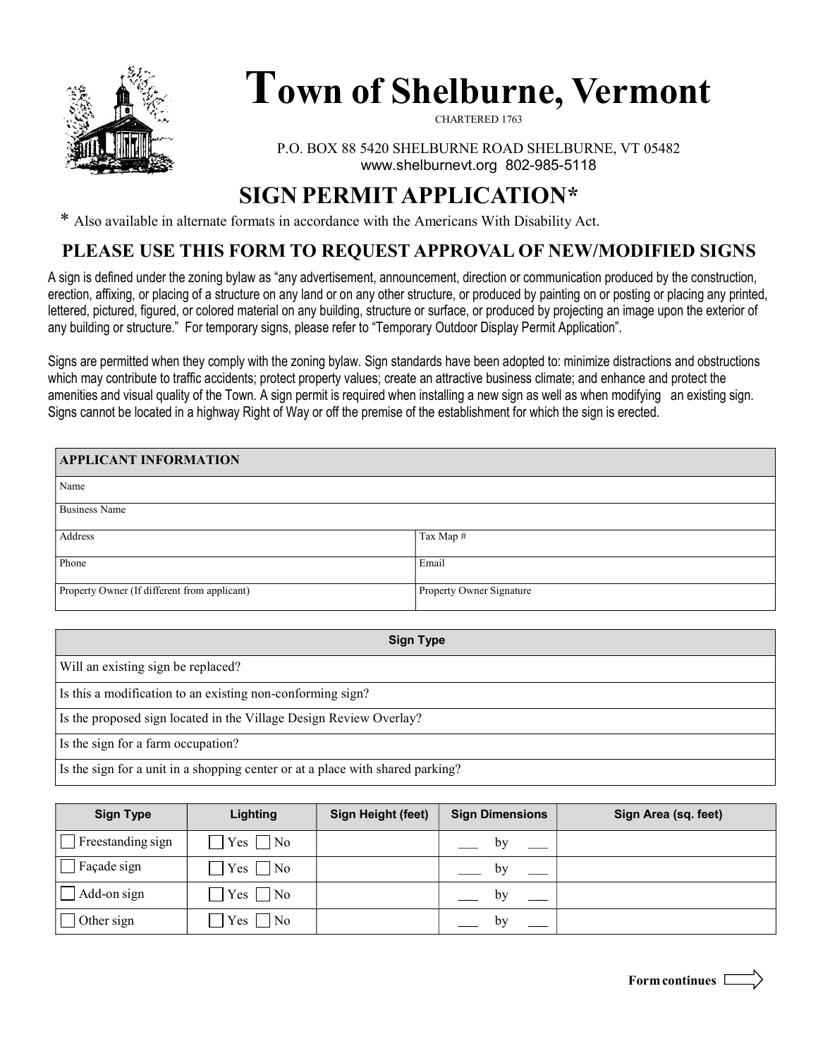# Town of Shelburne, Vermont

CHARTERED 1763

P.O. BOX 88 5420 SHELBURNE ROAD SHELBURNE, VT 05482
www.shelburnevt.org 802-985-5118

## SIGN PERMIT APPLICATION*

* Also available in alternate formats in accordance with the Americans With Disability Act.

### PLEASE USE THIS FORM TO REQUEST APPROVAL OF NEW/MODIFIED SIGNS

A sign is defined under the zoning bylaw as "any advertisement, announcement, direction or communication produced by the construction, erection, affixing, or placing of a structure on any land or on any other structure, or produced by painting on or posting or placing any printed, lettered, pictured, figured, or colored material on any building, structure or surface, or produced by projecting an image upon the exterior of any building or structure." For temporary signs, please refer to "Temporary Outdoor Display Permit Application".

Signs are permitted when they comply with the zoning bylaw. Sign standards have been adopted to: minimize distractions and obstructions which may contribute to traffic accidents; protect property values; create an attractive business climate; and enhance and protect the amenities and visual quality of the Town. A sign permit is required when installing a new sign as well as when modifying an existing sign. Signs cannot be located in a highway Right of Way or off the premise of the establishment for which the sign is erected.

| APPLICANT INFORMATION | |
|---|---|
| Name | |
| Business Name | |
| Address | Tax Map # |
| Phone | Email |
| Property Owner (If different from applicant) | Property Owner Signature |

| Sign Type |
|---|
| Will an existing sign be replaced? |
| Is this a modification to an existing non-conforming sign? |
| Is the proposed sign located in the Village Design Review Overlay? |
| Is the sign for a farm occupation? |
| Is the sign for a unit in a shopping center or at a place with shared parking? |

| Sign Type | Lighting | Sign Height (feet) | Sign Dimensions | Sign Area (sq. feet) |
|---|---|---|---|---|
| ☐ Freestanding sign | ☐ Yes ☐ No | | ___ by ___ | |
| ☐ Façade sign | ☐ Yes ☐ No | | ___ by ___ | |
| ☐ Add-on sign | ☐ Yes ☐ No | | ___ by ___ | |
| ☐ Other sign | ☐ Yes ☐ No | | ___ by ___ | |

**Form continues**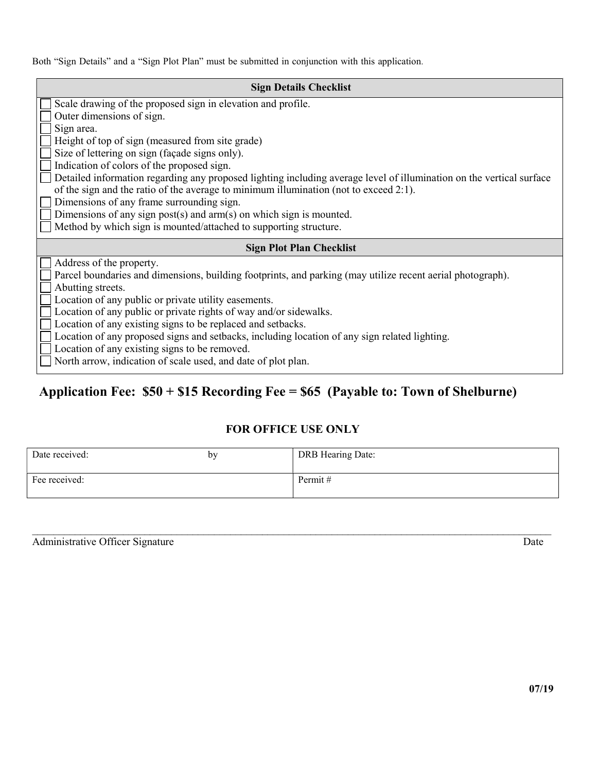Both “Sign Details” and a “Sign Plot Plan” must be submitted in conjunction with this application.

| Sign Details Checklist |
| --- |
| ☐ Scale drawing of the proposed sign in elevation and profile. |
| ☐ Outer dimensions of sign. |
| ☐ Sign area. |
| ☐ Height of top of sign (measured from site grade) |
| ☐ Size of lettering on sign (façade signs only). |
| ☐ Indication of colors of the proposed sign. |
| ☐ Detailed information regarding any proposed lighting including average level of illumination on the vertical surface of the sign and the ratio of the average to minimum illumination (not to exceed 2:1). |
| ☐ Dimensions of any frame surrounding sign. |
| ☐ Dimensions of any sign post(s) and arm(s) on which sign is mounted. |
| ☐ Method by which sign is mounted/attached to supporting structure. |
| **Sign Plot Plan Checklist** |
| ☐ Address of the property. |
| ☐ Parcel boundaries and dimensions, building footprints, and parking (may utilize recent aerial photograph). |
| ☐ Abutting streets. |
| ☐ Location of any public or private utility easements. |
| ☐ Location of any public or private rights of way and/or sidewalks. |
| ☐ Location of any existing signs to be replaced and setbacks. |
| ☐ Location of any proposed signs and setbacks, including location of any sign related lighting. |
| ☐ Location of any existing signs to be removed. |
| ☐ North arrow, indication of scale used, and date of plot plan. |

## Application Fee: $50 + $15 Recording Fee = $65 (Payable to: Town of Shelburne)

### FOR OFFICE USE ONLY

| | |
| --- | --- |
| Date received: by | DRB Hearing Date: |
| Fee received: | Permit # |

\_\_\_\_\_\_\_\_\_\_\_\_\_\_\_\_\_\_\_\_\_\_\_\_\_\_\_\_\_\_\_\_\_\_\_\_\_\_\_\_\_\_\_\_\_\_\_\_\_\_\_\_\_\_\_\_\_\_\_\_

Administrative Officer Signature Date

07/19